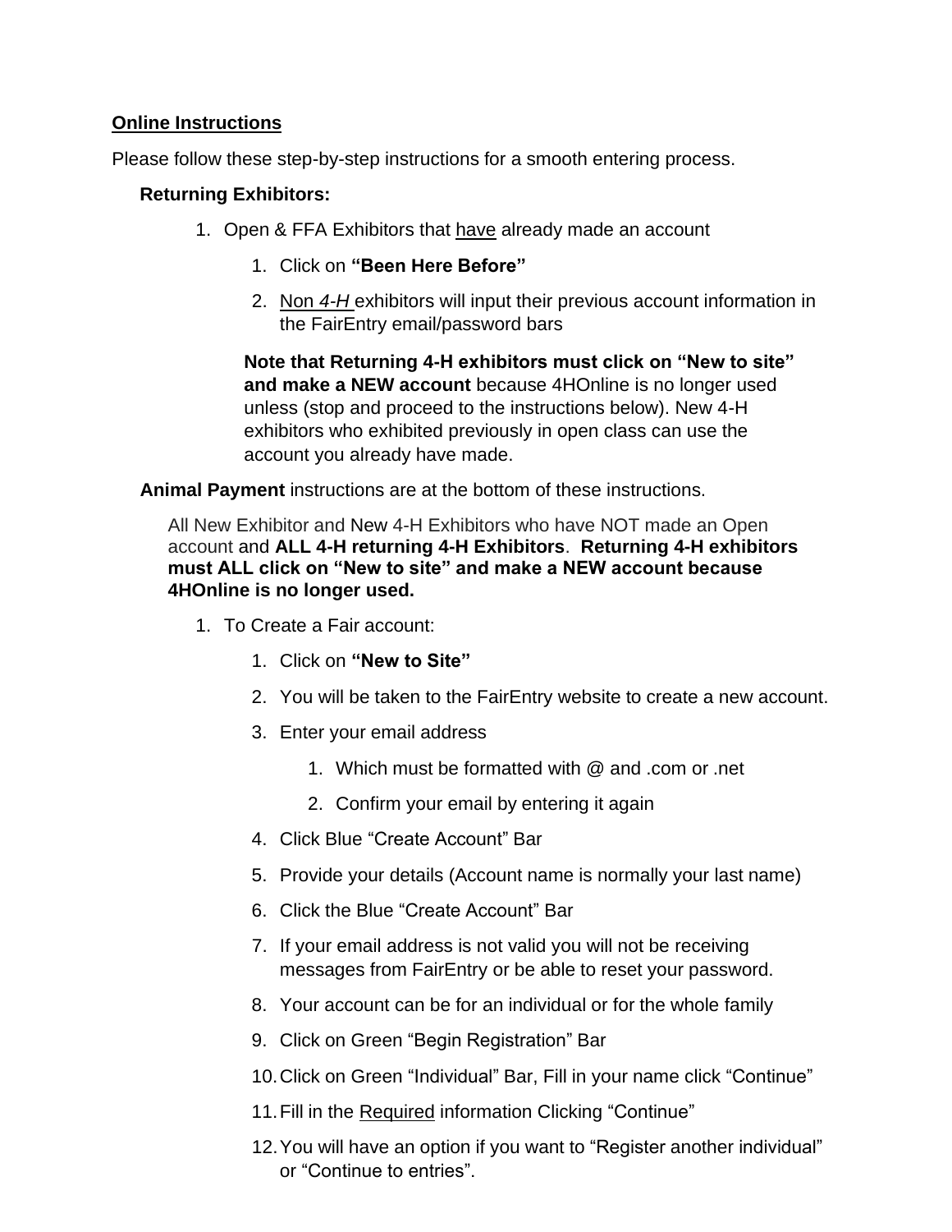**<u>Online Instructions</u>**

Please follow these step-by-step instructions for a smooth entering process.

**Returning Exhibitors:**

1. Open & FFA Exhibitors that <u>have</u> already made an account
    1. Click on **"Been Here Before"**
    2. <u>Non *4-H*</u> exhibitors will input their previous account information in the FairEntry email/password bars

    **Note that Returning 4-H exhibitors must click on "New to site" and make a NEW account** because 4HOnline is no longer used unless (stop and proceed to the instructions below). New 4-H exhibitors who exhibited previously in open class can use the account you already have made.

**Animal Payment** instructions are at the bottom of these instructions.

All New Exhibitor and New 4-H Exhibitors who have NOT made an Open account and **ALL 4-H returning 4-H Exhibitors**. **Returning 4-H exhibitors must ALL click on "New to site" and make a NEW account because 4HOnline is no longer used.**

1. To Create a Fair account:
    1. Click on **"New to Site"**
    2. You will be taken to the FairEntry website to create a new account.
    3. Enter your email address
        1. Which must be formatted with @ and .com or .net
        2. Confirm your email by entering it again
    4. Click Blue "Create Account" Bar
    5. Provide your details (Account name is normally your last name)
    6. Click the Blue "Create Account" Bar
    7. If your email address is not valid you will not be receiving messages from FairEntry or be able to reset your password.
    8. Your account can be for an individual or for the whole family
    9. Click on Green "Begin Registration" Bar
    10. Click on Green "Individual" Bar, Fill in your name click "Continue"
    11. Fill in the <u>Required</u> information Clicking "Continue"
    12. You will have an option if you want to "Register another individual" or "Continue to entries".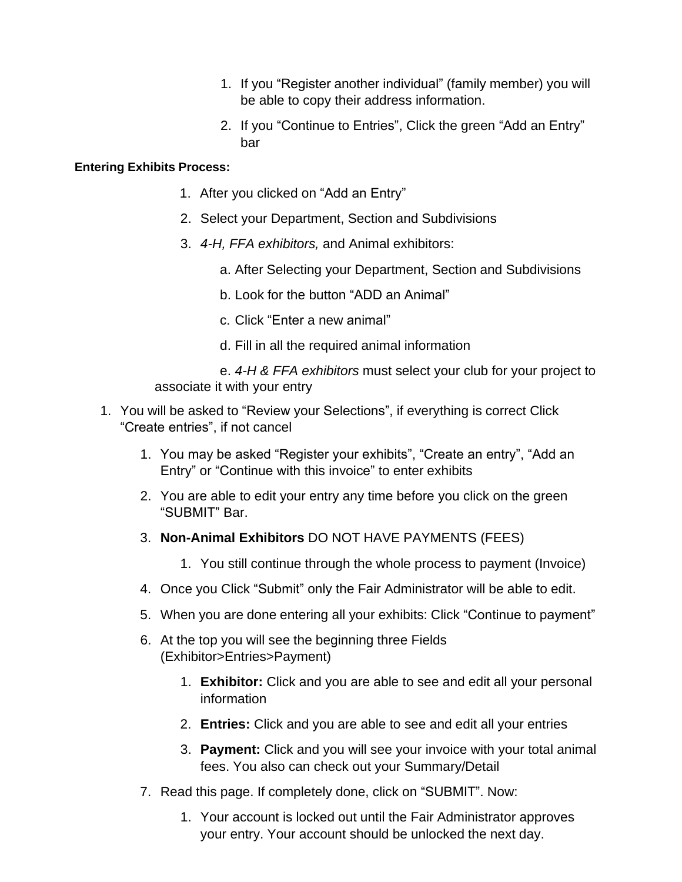1. If you "Register another individual" (family member) you will be able to copy their address information.
2. If you "Continue to Entries", Click the green "Add an Entry" bar

**Entering Exhibits Process:**

1. After you clicked on "Add an Entry"
2. Select your Department, Section and Subdivisions
3. *4-H, FFA exhibitors,* and Animal exhibitors:

   a. After Selecting your Department, Section and Subdivisions

   b. Look for the button "ADD an Animal"

   c. Click "Enter a new animal"

   d. Fill in all the required animal information

   e. *4-H & FFA exhibitors* must select your club for your project to associate it with your entry

1. You will be asked to "Review your Selections", if everything is correct Click "Create entries", if not cancel
   1. You may be asked "Register your exhibits", "Create an entry", "Add an Entry" or "Continue with this invoice" to enter exhibits
   2. You are able to edit your entry any time before you click on the green "SUBMIT" Bar.
   3. **Non-Animal Exhibitors** DO NOT HAVE PAYMENTS (FEES)
      1. You still continue through the whole process to payment (Invoice)
   4. Once you Click "Submit" only the Fair Administrator will be able to edit.
   5. When you are done entering all your exhibits: Click "Continue to payment"
   6. At the top you will see the beginning three Fields (Exhibitor>Entries>Payment)
      1. **Exhibitor:** Click and you are able to see and edit all your personal information
      2. **Entries:** Click and you are able to see and edit all your entries
      3. **Payment:** Click and you will see your invoice with your total animal fees. You also can check out your Summary/Detail
   7. Read this page. If completely done, click on "SUBMIT". Now:
      1. Your account is locked out until the Fair Administrator approves your entry. Your account should be unlocked the next day.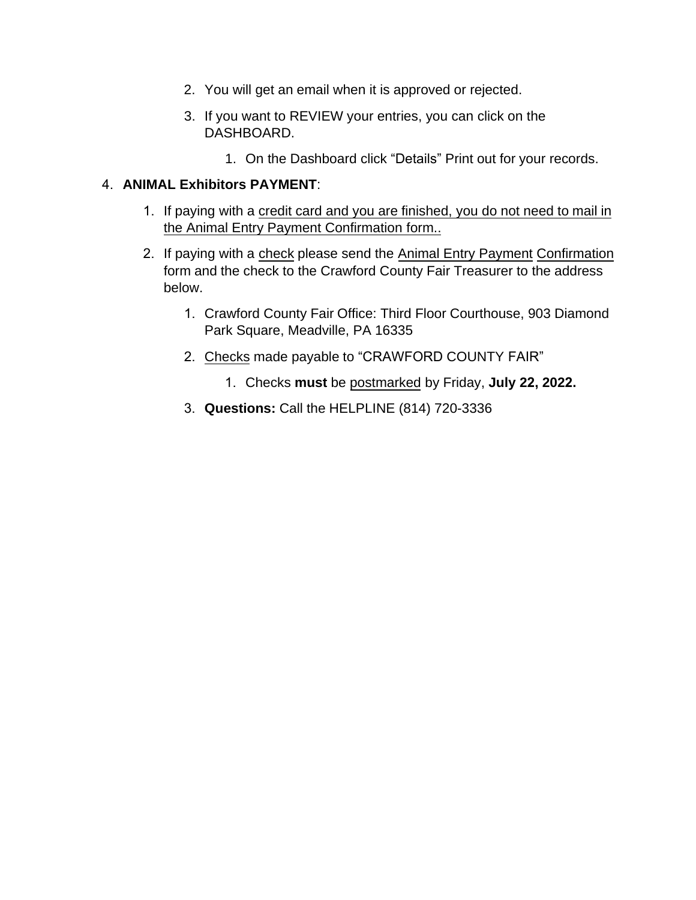2. You will get an email when it is approved or rejected.
3. If you want to REVIEW your entries, you can click on the DASHBOARD.
    1. On the Dashboard click “Details” Print out for your records.

4. **ANIMAL Exhibitors PAYMENT**:
    1. If paying with a credit card and you are finished, you do not need to mail in the Animal Entry Payment Confirmation form..
    2. If paying with a check please send the Animal Entry Payment Confirmation form and the check to the Crawford County Fair Treasurer to the address below.
        1. Crawford County Fair Office: Third Floor Courthouse, 903 Diamond Park Square, Meadville, PA 16335
        2. Checks made payable to “CRAWFORD COUNTY FAIR”
            1. Checks **must** be postmarked by Friday, **July 22, 2022.**
        3. **Questions:** Call the HELPLINE (814) 720-3336